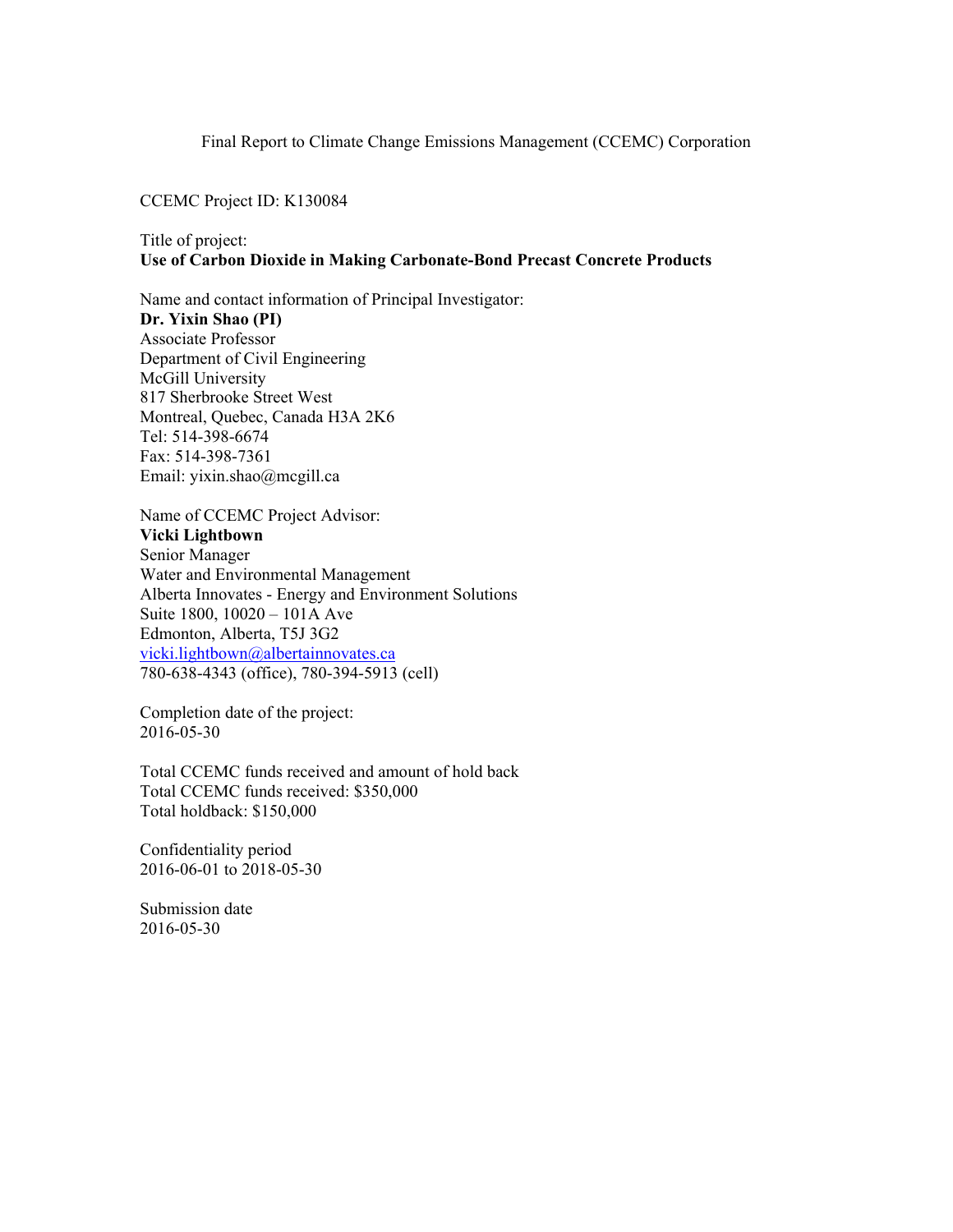Final Report to Climate Change Emissions Management (CCEMC) Corporation

CCEMC Project ID: K130084

Title of project:
**Use of Carbon Dioxide in Making Carbonate-Bond Precast Concrete Products**

Name and contact information of Principal Investigator:
**Dr. Yixin Shao (PI)**
Associate Professor
Department of Civil Engineering
McGill University
817 Sherbrooke Street West
Montreal, Quebec, Canada H3A 2K6
Tel: 514-398-6674
Fax: 514-398-7361
Email: yixin.shao@mcgill.ca

Name of CCEMC Project Advisor:
**Vicki Lightbown**
Senior Manager
Water and Environmental Management
Alberta Innovates - Energy and Environment Solutions
Suite 1800, 10020 – 101A Ave
Edmonton, Alberta, T5J 3G2
vicki.lightbown@albertainnovates.ca
780-638-4343 (office), 780-394-5913 (cell)

Completion date of the project:
2016-05-30

Total CCEMC funds received and amount of hold back
Total CCEMC funds received: $350,000
Total holdback: $150,000

Confidentiality period
2016-06-01 to 2018-05-30

Submission date
2016-05-30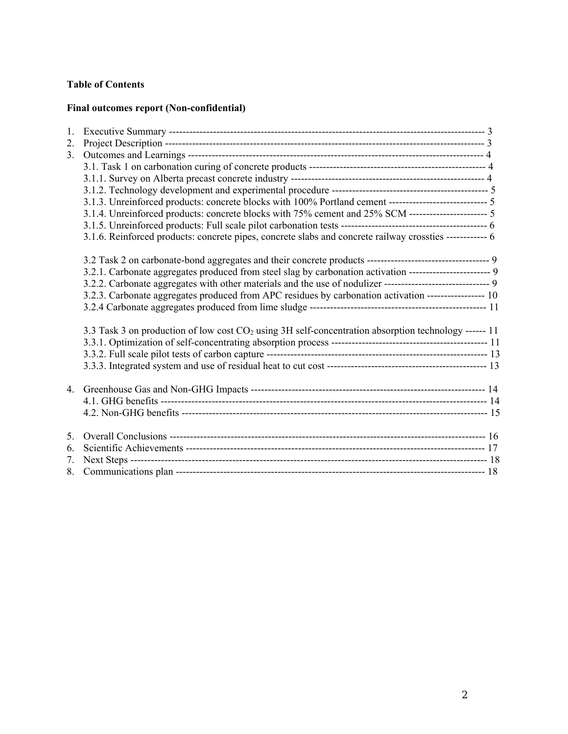**Table of Contents**

**Final outcomes report (Non-confidential)**

1. Executive Summary ---------------------------------------------------------------------------------------------- 3
2. Project Description ---------------------------------------------------------------------------------------------- 3
3. Outcomes and Learnings ---------------------------------------------------------------------------------------- 4
   3.1. Task 1 on carbonation curing of concrete products ---------------------------------------------------- 4
   3.1.1. Survey on Alberta precast concrete industry --------------------------------------------------------- 4
   3.1.2. Technology development and experimental procedure ---------------------------------------------- 5
   3.1.3. Unreinforced products: concrete blocks with 100% Portland cement ----------------------------- 5
   3.1.4. Unreinforced products: concrete blocks with 75% cement and 25% SCM ----------------------- 5
   3.1.5. Unreinforced products: Full scale pilot carbonation tests ------------------------------------------- 6
   3.1.6. Reinforced products: concrete pipes, concrete slabs and concrete railway crossties ------------ 6

   3.2 Task 2 on carbonate-bond aggregates and their concrete products ------------------------------------ 9
   3.2.1. Carbonate aggregates produced from steel slag by carbonation activation ------------------------ 9
   3.2.2. Carbonate aggregates with other materials and the use of nodulizer ------------------------------- 9
   3.2.3. Carbonate aggregates produced from APC residues by carbonation activation ----------------- 10
   3.2.4 Carbonate aggregates produced from lime sludge ---------------------------------------------------- 11

   3.3 Task 3 on production of low cost $CO_2$ using 3H self-concentration absorption technology ------ 11
   3.3.1. Optimization of self-concentrating absorption process --------------------------------------------- 11
   3.3.2. Full scale pilot tests of carbon capture ----------------------------------------------------------------- 13
   3.3.3. Integrated system and use of residual heat to cut cost ---------------------------------------------- 13

4. Greenhouse Gas and Non-GHG Impacts -------------------------------------------------------------------- 14
   4.1. GHG benefits ------------------------------------------------------------------------------------------------ 14
   4.2. Non-GHG benefits ------------------------------------------------------------------------------------------ 15

5. Overall Conclusions --------------------------------------------------------------------------------------------- 16
6. Scientific Achievements ---------------------------------------------------------------------------------------- 17
7. Next Steps -------------------------------------------------------------------------------------------------------- 18
8. Communications plan ------------------------------------------------------------------------------------------- 18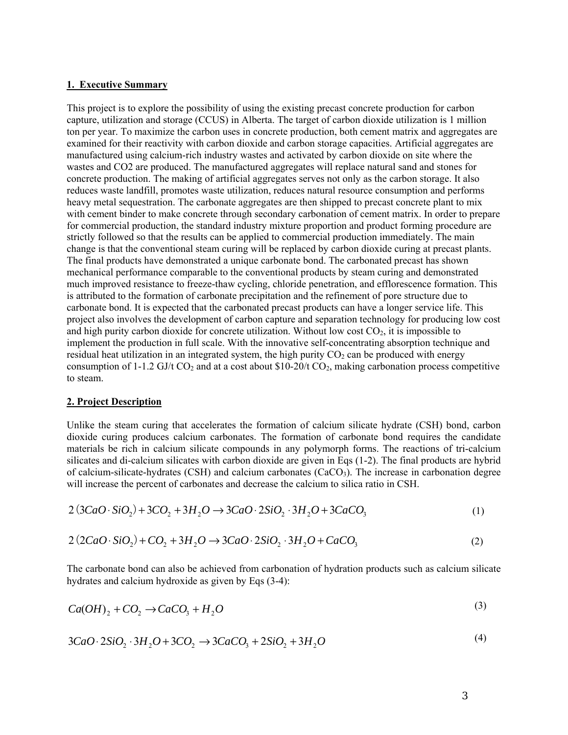## 1. Executive Summary

This project is to explore the possibility of using the existing precast concrete production for carbon capture, utilization and storage (CCUS) in Alberta. The target of carbon dioxide utilization is 1 million ton per year. To maximize the carbon uses in concrete production, both cement matrix and aggregates are examined for their reactivity with carbon dioxide and carbon storage capacities. Artificial aggregates are manufactured using calcium-rich industry wastes and activated by carbon dioxide on site where the wastes and CO2 are produced. The manufactured aggregates will replace natural sand and stones for concrete production. The making of artificial aggregates serves not only as the carbon storage. It also reduces waste landfill, promotes waste utilization, reduces natural resource consumption and performs heavy metal sequestration. The carbonate aggregates are then shipped to precast concrete plant to mix with cement binder to make concrete through secondary carbonation of cement matrix. In order to prepare for commercial production, the standard industry mixture proportion and product forming procedure are strictly followed so that the results can be applied to commercial production immediately. The main change is that the conventional steam curing will be replaced by carbon dioxide curing at precast plants. The final products have demonstrated a unique carbonate bond. The carbonated precast has shown mechanical performance comparable to the conventional products by steam curing and demonstrated much improved resistance to freeze-thaw cycling, chloride penetration, and efflorescence formation. This is attributed to the formation of carbonate precipitation and the refinement of pore structure due to carbonate bond. It is expected that the carbonated precast products can have a longer service life. This project also involves the development of carbon capture and separation technology for producing low cost and high purity carbon dioxide for concrete utilization. Without low cost $CO_2$, it is impossible to implement the production in full scale. With the innovative self-concentrating absorption technique and residual heat utilization in an integrated system, the high purity $CO_2$ can be produced with energy consumption of 1-1.2 GJ/t $CO_2$ and at a cost about \$10-20/t $CO_2$, making carbonation process competitive to steam.

## 2. Project Description

Unlike the steam curing that accelerates the formation of calcium silicate hydrate (CSH) bond, carbon dioxide curing produces calcium carbonates. The formation of carbonate bond requires the candidate materials be rich in calcium silicate compounds in any polymorph forms. The reactions of tri-calcium silicates and di-calcium silicates with carbon dioxide are given in Eqs (1-2). The final products are hybrid of calcium-silicate-hydrates (CSH) and calcium carbonates ($CaCO_3$). The increase in carbonation degree will increase the percent of carbonates and decrease the calcium to silica ratio in CSH.

$$2\left(3CaO \cdot SiO_2\right) + 3CO_2 + 3H_2O \rightarrow 3CaO \cdot 2SiO_2 \cdot 3H_2O + 3CaCO_3 \tag{1}$$

$$2\left(2CaO \cdot SiO_2\right) + CO_2 + 3H_2O \rightarrow 3CaO \cdot 2SiO_2 \cdot 3H_2O + CaCO_3 \tag{2}$$

The carbonate bond can also be achieved from carbonation of hydration products such as calcium silicate hydrates and calcium hydroxide as given by Eqs (3-4):

$$Ca(OH)_2 + CO_2 \rightarrow CaCO_3 + H_2O \tag{3}$$

$$3CaO \cdot 2SiO_2 \cdot 3H_2O + 3CO_2 \rightarrow 3CaCO_3 + 2SiO_2 + 3H_2O \tag{4}$$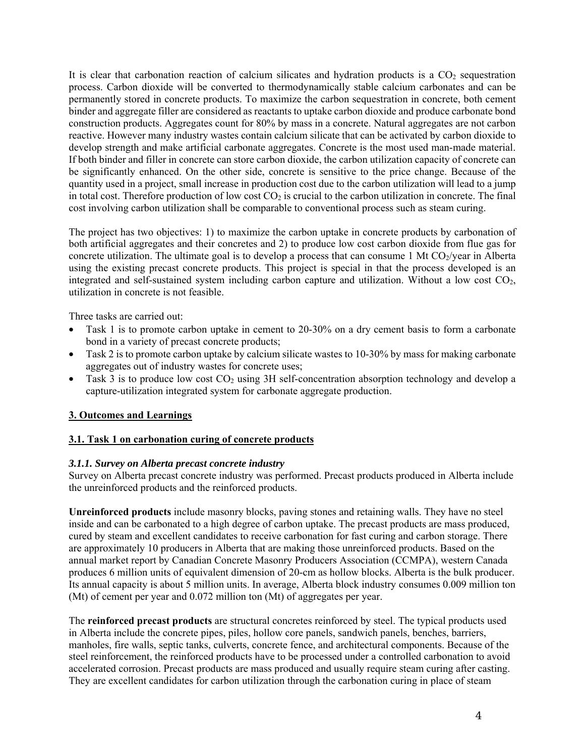It is clear that carbonation reaction of calcium silicates and hydration products is a $CO_2$ sequestration process. Carbon dioxide will be converted to thermodynamically stable calcium carbonates and can be permanently stored in concrete products. To maximize the carbon sequestration in concrete, both cement binder and aggregate filler are considered as reactants to uptake carbon dioxide and produce carbonate bond construction products. Aggregates count for 80% by mass in a concrete. Natural aggregates are not carbon reactive. However many industry wastes contain calcium silicate that can be activated by carbon dioxide to develop strength and make artificial carbonate aggregates. Concrete is the most used man-made material. If both binder and filler in concrete can store carbon dioxide, the carbon utilization capacity of concrete can be significantly enhanced. On the other side, concrete is sensitive to the price change. Because of the quantity used in a project, small increase in production cost due to the carbon utilization will lead to a jump in total cost. Therefore production of low cost $CO_2$ is crucial to the carbon utilization in concrete. The final cost involving carbon utilization shall be comparable to conventional process such as steam curing.

The project has two objectives: 1) to maximize the carbon uptake in concrete products by carbonation of both artificial aggregates and their concretes and 2) to produce low cost carbon dioxide from flue gas for concrete utilization. The ultimate goal is to develop a process that can consume 1 Mt $CO_2$/year in Alberta using the existing precast concrete products. This project is special in that the process developed is an integrated and self-sustained system including carbon capture and utilization. Without a low cost $CO_2$, utilization in concrete is not feasible.

Three tasks are carried out:

- Task 1 is to promote carbon uptake in cement to 20-30% on a dry cement basis to form a carbonate bond in a variety of precast concrete products;
- Task 2 is to promote carbon uptake by calcium silicate wastes to 10-30% by mass for making carbonate aggregates out of industry wastes for concrete uses;
- Task 3 is to produce low cost $CO_2$ using 3H self-concentration absorption technology and develop a capture-utilization integrated system for carbonate aggregate production.

## 3. Outcomes and Learnings

### 3.1. Task 1 on carbonation curing of concrete products

#### *3.1.1. Survey on Alberta precast concrete industry*

Survey on Alberta precast concrete industry was performed. Precast products produced in Alberta include the unreinforced products and the reinforced products.

**Unreinforced products** include masonry blocks, paving stones and retaining walls. They have no steel inside and can be carbonated to a high degree of carbon uptake. The precast products are mass produced, cured by steam and excellent candidates to receive carbonation for fast curing and carbon storage. There are approximately 10 producers in Alberta that are making those unreinforced products. Based on the annual market report by Canadian Concrete Masonry Producers Association (CCMPA), western Canada produces 6 million units of equivalent dimension of 20-cm as hollow blocks. Alberta is the bulk producer. Its annual capacity is about 5 million units. In average, Alberta block industry consumes 0.009 million ton (Mt) of cement per year and 0.072 million ton (Mt) of aggregates per year.

The **reinforced precast products** are structural concretes reinforced by steel. The typical products used in Alberta include the concrete pipes, piles, hollow core panels, sandwich panels, benches, barriers, manholes, fire walls, septic tanks, culverts, concrete fence, and architectural components. Because of the steel reinforcement, the reinforced products have to be processed under a controlled carbonation to avoid accelerated corrosion. Precast products are mass produced and usually require steam curing after casting. They are excellent candidates for carbon utilization through the carbonation curing in place of steam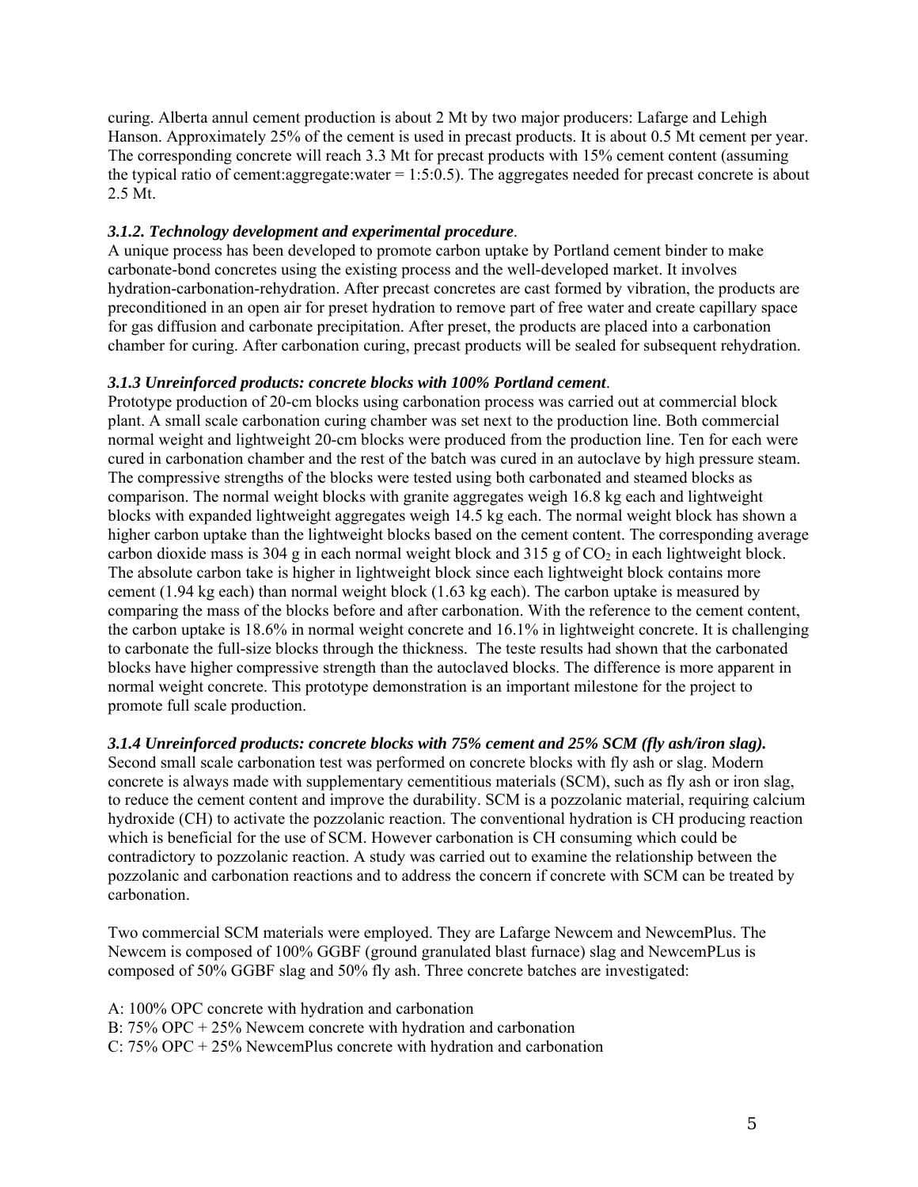curing. Alberta annul cement production is about 2 Mt by two major producers: Lafarge and Lehigh Hanson. Approximately 25% of the cement is used in precast products. It is about 0.5 Mt cement per year. The corresponding concrete will reach 3.3 Mt for precast products with 15% cement content (assuming the typical ratio of cement:aggregate:water = 1:5:0.5). The aggregates needed for precast concrete is about 2.5 Mt.

***3.1.2. Technology development and experimental procedure***.

A unique process has been developed to promote carbon uptake by Portland cement binder to make carbonate-bond concretes using the existing process and the well-developed market. It involves hydration-carbonation-rehydration. After precast concretes are cast formed by vibration, the products are preconditioned in an open air for preset hydration to remove part of free water and create capillary space for gas diffusion and carbonate precipitation. After preset, the products are placed into a carbonation chamber for curing. After carbonation curing, precast products will be sealed for subsequent rehydration.

***3.1.3 Unreinforced products: concrete blocks with 100% Portland cement***.

Prototype production of 20-cm blocks using carbonation process was carried out at commercial block plant. A small scale carbonation curing chamber was set next to the production line. Both commercial normal weight and lightweight 20-cm blocks were produced from the production line. Ten for each were cured in carbonation chamber and the rest of the batch was cured in an autoclave by high pressure steam. The compressive strengths of the blocks were tested using both carbonated and steamed blocks as comparison. The normal weight blocks with granite aggregates weigh 16.8 kg each and lightweight blocks with expanded lightweight aggregates weigh 14.5 kg each. The normal weight block has shown a higher carbon uptake than the lightweight blocks based on the cement content. The corresponding average carbon dioxide mass is 304 g in each normal weight block and 315 g of $CO_2$ in each lightweight block. The absolute carbon take is higher in lightweight block since each lightweight block contains more cement (1.94 kg each) than normal weight block (1.63 kg each). The carbon uptake is measured by comparing the mass of the blocks before and after carbonation. With the reference to the cement content, the carbon uptake is 18.6% in normal weight concrete and 16.1% in lightweight concrete. It is challenging to carbonate the full-size blocks through the thickness. The teste results had shown that the carbonated blocks have higher compressive strength than the autoclaved blocks. The difference is more apparent in normal weight concrete. This prototype demonstration is an important milestone for the project to promote full scale production.

***3.1.4 Unreinforced products: concrete blocks with 75% cement and 25% SCM (fly ash/iron slag).***

Second small scale carbonation test was performed on concrete blocks with fly ash or slag. Modern concrete is always made with supplementary cementitious materials (SCM), such as fly ash or iron slag, to reduce the cement content and improve the durability. SCM is a pozzolanic material, requiring calcium hydroxide (CH) to activate the pozzolanic reaction. The conventional hydration is CH producing reaction which is beneficial for the use of SCM. However carbonation is CH consuming which could be contradictory to pozzolanic reaction. A study was carried out to examine the relationship between the pozzolanic and carbonation reactions and to address the concern if concrete with SCM can be treated by carbonation.

Two commercial SCM materials were employed. They are Lafarge Newcem and NewcemPlus. The Newcem is composed of 100% GGBF (ground granulated blast furnace) slag and NewcemPLus is composed of 50% GGBF slag and 50% fly ash. Three concrete batches are investigated:

A: 100% OPC concrete with hydration and carbonation
B: 75% OPC + 25% Newcem concrete with hydration and carbonation
C: 75% OPC + 25% NewcemPlus concrete with hydration and carbonation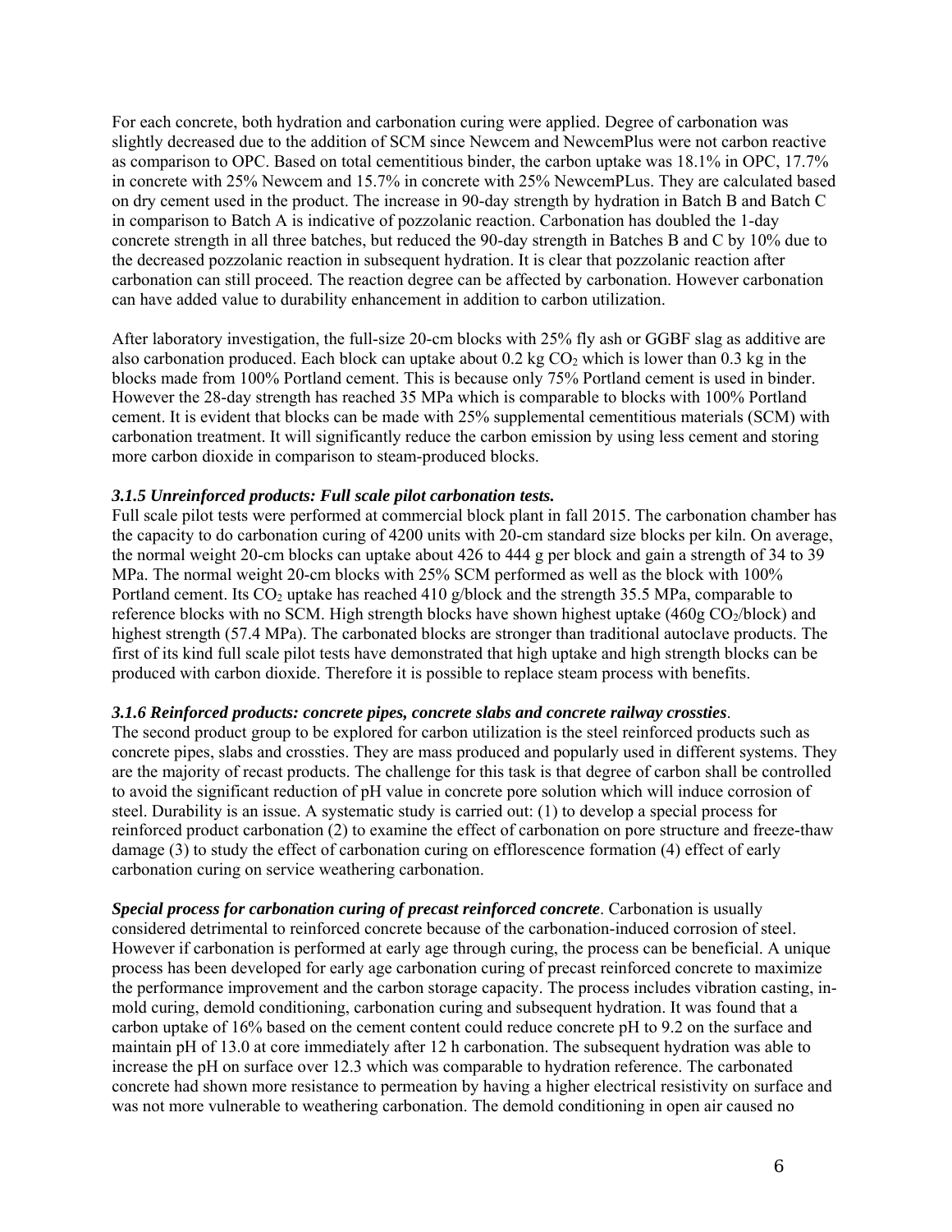For each concrete, both hydration and carbonation curing were applied. Degree of carbonation was slightly decreased due to the addition of SCM since Newcem and NewcemPlus were not carbon reactive as comparison to OPC. Based on total cementitious binder, the carbon uptake was 18.1% in OPC, 17.7% in concrete with 25% Newcem and 15.7% in concrete with 25% NewcemPLus. They are calculated based on dry cement used in the product. The increase in 90-day strength by hydration in Batch B and Batch C in comparison to Batch A is indicative of pozzolanic reaction. Carbonation has doubled the 1-day concrete strength in all three batches, but reduced the 90-day strength in Batches B and C by 10% due to the decreased pozzolanic reaction in subsequent hydration. It is clear that pozzolanic reaction after carbonation can still proceed. The reaction degree can be affected by carbonation. However carbonation can have added value to durability enhancement in addition to carbon utilization.

After laboratory investigation, the full-size 20-cm blocks with 25% fly ash or GGBF slag as additive are also carbonation produced. Each block can uptake about 0.2 kg $CO_2$ which is lower than 0.3 kg in the blocks made from 100% Portland cement. This is because only 75% Portland cement is used in binder. However the 28-day strength has reached 35 MPa which is comparable to blocks with 100% Portland cement. It is evident that blocks can be made with 25% supplemental cementitious materials (SCM) with carbonation treatment. It will significantly reduce the carbon emission by using less cement and storing more carbon dioxide in comparison to steam-produced blocks.

#### *3.1.5 Unreinforced products: Full scale pilot carbonation tests.*

Full scale pilot tests were performed at commercial block plant in fall 2015. The carbonation chamber has the capacity to do carbonation curing of 4200 units with 20-cm standard size blocks per kiln. On average, the normal weight 20-cm blocks can uptake about 426 to 444 g per block and gain a strength of 34 to 39 MPa. The normal weight 20-cm blocks with 25% SCM performed as well as the block with 100% Portland cement. Its $CO_2$ uptake has reached 410 g/block and the strength 35.5 MPa, comparable to reference blocks with no SCM. High strength blocks have shown highest uptake (460g $CO_2$/block) and highest strength (57.4 MPa). The carbonated blocks are stronger than traditional autoclave products. The first of its kind full scale pilot tests have demonstrated that high uptake and high strength blocks can be produced with carbon dioxide. Therefore it is possible to replace steam process with benefits.

#### *3.1.6 Reinforced products: concrete pipes, concrete slabs and concrete railway crossties*.

The second product group to be explored for carbon utilization is the steel reinforced products such as concrete pipes, slabs and crossties. They are mass produced and popularly used in different systems. They are the majority of recast products. The challenge for this task is that degree of carbon shall be controlled to avoid the significant reduction of pH value in concrete pore solution which will induce corrosion of steel. Durability is an issue. A systematic study is carried out: (1) to develop a special process for reinforced product carbonation (2) to examine the effect of carbonation on pore structure and freeze-thaw damage (3) to study the effect of carbonation curing on efflorescence formation (4) effect of early carbonation curing on service weathering carbonation.

***Special process for carbonation curing of precast reinforced concrete***. Carbonation is usually considered detrimental to reinforced concrete because of the carbonation-induced corrosion of steel. However if carbonation is performed at early age through curing, the process can be beneficial. A unique process has been developed for early age carbonation curing of precast reinforced concrete to maximize the performance improvement and the carbon storage capacity. The process includes vibration casting, in-mold curing, demold conditioning, carbonation curing and subsequent hydration. It was found that a carbon uptake of 16% based on the cement content could reduce concrete pH to 9.2 on the surface and maintain pH of 13.0 at core immediately after 12 h carbonation. The subsequent hydration was able to increase the pH on surface over 12.3 which was comparable to hydration reference. The carbonated concrete had shown more resistance to permeation by having a higher electrical resistivity on surface and was not more vulnerable to weathering carbonation. The demold conditioning in open air caused no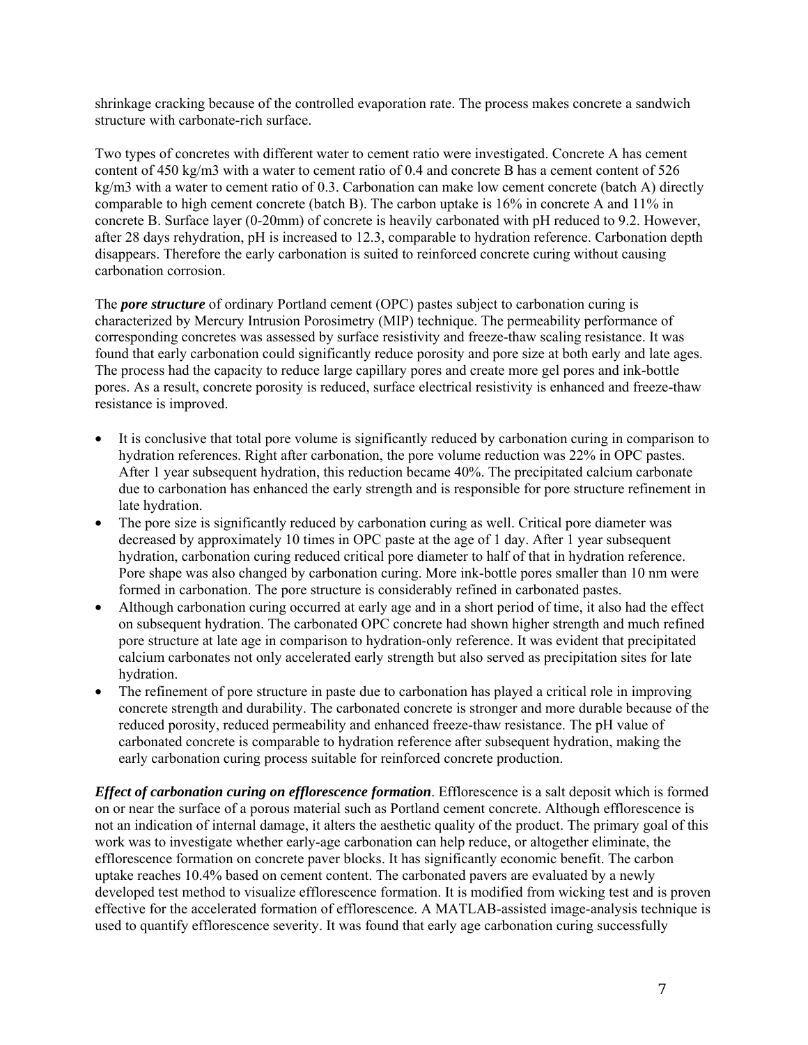shrinkage cracking because of the controlled evaporation rate. The process makes concrete a sandwich structure with carbonate-rich surface.

Two types of concretes with different water to cement ratio were investigated. Concrete A has cement content of 450 kg/m3 with a water to cement ratio of 0.4 and concrete B has a cement content of 526 kg/m3 with a water to cement ratio of 0.3. Carbonation can make low cement concrete (batch A) directly comparable to high cement concrete (batch B). The carbon uptake is 16% in concrete A and 11% in concrete B. Surface layer (0-20mm) of concrete is heavily carbonated with pH reduced to 9.2. However, after 28 days rehydration, pH is increased to 12.3, comparable to hydration reference. Carbonation depth disappears. Therefore the early carbonation is suited to reinforced concrete curing without causing carbonation corrosion.

The ***pore structure*** of ordinary Portland cement (OPC) pastes subject to carbonation curing is characterized by Mercury Intrusion Porosimetry (MIP) technique. The permeability performance of corresponding concretes was assessed by surface resistivity and freeze-thaw scaling resistance. It was found that early carbonation could significantly reduce porosity and pore size at both early and late ages. The process had the capacity to reduce large capillary pores and create more gel pores and ink-bottle pores. As a result, concrete porosity is reduced, surface electrical resistivity is enhanced and freeze-thaw resistance is improved.

- It is conclusive that total pore volume is significantly reduced by carbonation curing in comparison to hydration references. Right after carbonation, the pore volume reduction was 22% in OPC pastes. After 1 year subsequent hydration, this reduction became 40%. The precipitated calcium carbonate due to carbonation has enhanced the early strength and is responsible for pore structure refinement in late hydration.
- The pore size is significantly reduced by carbonation curing as well. Critical pore diameter was decreased by approximately 10 times in OPC paste at the age of 1 day. After 1 year subsequent hydration, carbonation curing reduced critical pore diameter to half of that in hydration reference. Pore shape was also changed by carbonation curing. More ink-bottle pores smaller than 10 nm were formed in carbonation. The pore structure is considerably refined in carbonated pastes.
- Although carbonation curing occurred at early age and in a short period of time, it also had the effect on subsequent hydration. The carbonated OPC concrete had shown higher strength and much refined pore structure at late age in comparison to hydration-only reference. It was evident that precipitated calcium carbonates not only accelerated early strength but also served as precipitation sites for late hydration.
- The refinement of pore structure in paste due to carbonation has played a critical role in improving concrete strength and durability. The carbonated concrete is stronger and more durable because of the reduced porosity, reduced permeability and enhanced freeze-thaw resistance. The pH value of carbonated concrete is comparable to hydration reference after subsequent hydration, making the early carbonation curing process suitable for reinforced concrete production.

***Effect of carbonation curing on efflorescence formation***. Efflorescence is a salt deposit which is formed on or near the surface of a porous material such as Portland cement concrete. Although efflorescence is not an indication of internal damage, it alters the aesthetic quality of the product. The primary goal of this work was to investigate where early-age carbonation can help reduce, or altogether eliminate, the efflorescence formation on concrete paver blocks. It has significantly economic benefit. The carbon uptake reaches 10.4% based on cement content. The carbonated pavers are evaluated by a newly developed test method to visualize efflorescence formation. It is modified from wicking test and is proven effective for the accelerated formation of efflorescence. A MATLAB-assisted image-analysis technique is used to quantify efflorescence severity. It was found that early age carbonation curing successfully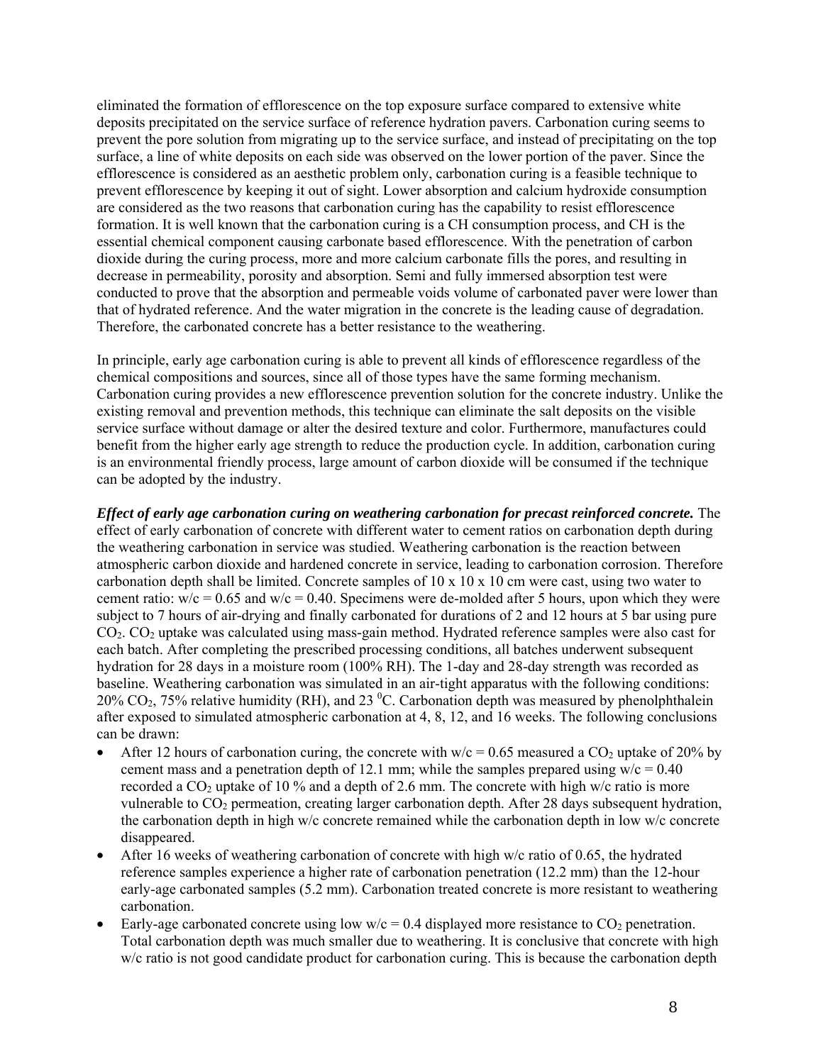eliminated the formation of efflorescence on the top exposure surface compared to extensive white deposits precipitated on the service surface of reference hydration pavers. Carbonation curing seems to prevent the pore solution from migrating up to the service surface, and instead of precipitating on the top surface, a line of white deposits on each side was observed on the lower portion of the paver. Since the efflorescence is considered as an aesthetic problem only, carbonation curing is a feasible technique to prevent efflorescence by keeping it out of sight. Lower absorption and calcium hydroxide consumption are considered as the two reasons that carbonation curing has the capability to resist efflorescence formation. It is well known that the carbonation curing is a CH consumption process, and CH is the essential chemical component causing carbonate based efflorescence. With the penetration of carbon dioxide during the curing process, more and more calcium carbonate fills the pores, and resulting in decrease in permeability, porosity and absorption. Semi and fully immersed absorption test were conducted to prove that the absorption and permeable voids volume of carbonated paver were lower than that of hydrated reference. And the water migration in the concrete is the leading cause of degradation. Therefore, the carbonated concrete has a better resistance to the weathering.

In principle, early age carbonation curing is able to prevent all kinds of efflorescence regardless of the chemical compositions and sources, since all of those types have the same forming mechanism. Carbonation curing provides a new efflorescence prevention solution for the concrete industry. Unlike the existing removal and prevention methods, this technique can eliminate the salt deposits on the visible service surface without damage or alter the desired texture and color. Furthermore, manufactures could benefit from the higher early age strength to reduce the production cycle. In addition, carbonation curing is an environmental friendly process, large amount of carbon dioxide will be consumed if the technique can be adopted by the industry.

***Effect of early age carbonation curing on weathering carbonation for precast reinforced concrete.*** The effect of early carbonation of concrete with different water to cement ratios on carbonation depth during the weathering carbonation in service was studied. Weathering carbonation is the reaction between atmospheric carbon dioxide and hardened concrete in service, leading to carbonation corrosion. Therefore carbonation depth shall be limited. Concrete samples of 10 x 10 x 10 cm were cast, using two water to cement ratio: w/c = 0.65 and w/c = 0.40. Specimens were de-molded after 5 hours, upon which they were subject to 7 hours of air-drying and finally carbonated for durations of 2 and 12 hours at 5 bar using pure $CO_2$. $CO_2$ uptake was calculated using mass-gain method. Hydrated reference samples were also cast for each batch. After completing the prescribed processing conditions, all batches underwent subsequent hydration for 28 days in a moisture room (100% RH). The 1-day and 28-day strength was recorded as baseline. Weathering carbonation was simulated in an air-tight apparatus with the following conditions: 20% $CO_2$, 75% relative humidity (RH), and 23 $^0$C. Carbonation depth was measured by phenolphthalein after exposed to simulated atmospheric carbonation at 4, 8, 12, and 16 weeks. The following conclusions can be drawn:

- After 12 hours of carbonation curing, the concrete with w/c = 0.65 measured a $CO_2$ uptake of 20% by cement mass and a penetration depth of 12.1 mm; while the samples prepared using w/c = 0.40 recorded a $CO_2$ uptake of 10 % and a depth of 2.6 mm. The concrete with high w/c ratio is more vulnerable to $CO_2$ permeation, creating larger carbonation depth. After 28 days subsequent hydration, the carbonation depth in high w/c concrete remained while the carbonation depth in low w/c concrete disappeared.
- After 16 weeks of weathering carbonation of concrete with high w/c ratio of 0.65, the hydrated reference samples experience a higher rate of carbonation penetration (12.2 mm) than the 12-hour early-age carbonated samples (5.2 mm). Carbonation treated concrete is more resistant to weathering carbonation.
- Early-age carbonated concrete using low w/c = 0.4 displayed more resistance to $CO_2$ penetration. Total carbonation depth was much smaller due to weathering. It is conclusive that concrete with high w/c ratio is not good candidate product for carbonation curing. This is because the carbonation depth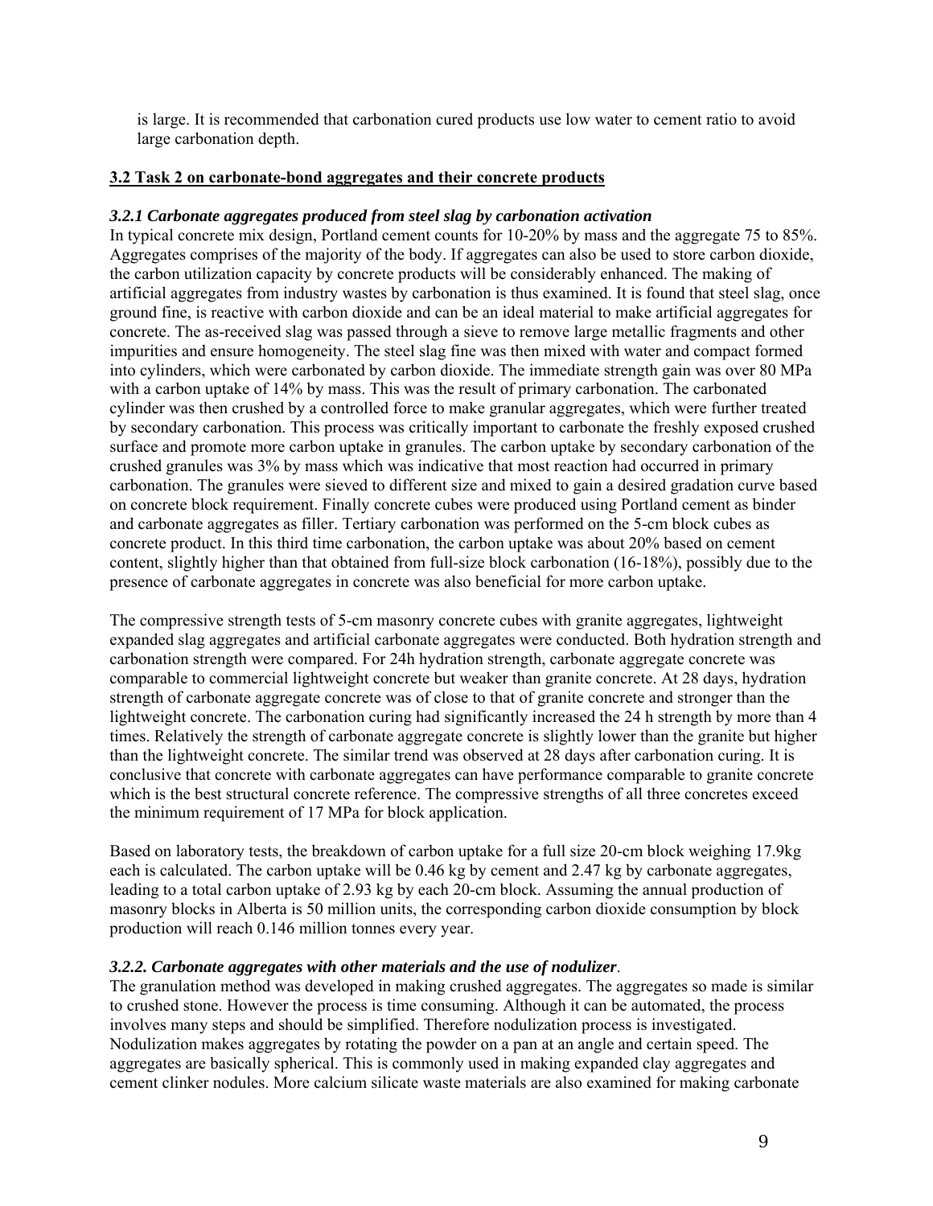is large. It is recommended that carbonation cured products use low water to cement ratio to avoid large carbonation depth.

## 3.2 Task 2 on carbonate-bond aggregates and their concrete products

### *3.2.1 Carbonate aggregates produced from steel slag by carbonation activation*

In typical concrete mix design, Portland cement counts for 10-20% by mass and the aggregate 75 to 85%. Aggregates comprises of the majority of the body. If aggregates can also be used to store carbon dioxide, the carbon utilization capacity by concrete products will be considerably enhanced. The making of artificial aggregates from industry wastes by carbonation is thus examined. It is found that steel slag, once ground fine, is reactive with carbon dioxide and can be an ideal material to make artificial aggregates for concrete. The as-received slag was passed through a sieve to remove large metallic fragments and other impurities and ensure homogeneity. The steel slag fine was then mixed with water and compact formed into cylinders, which were carbonated by carbon dioxide. The immediate strength gain was over 80 MPa with a carbon uptake of 14% by mass. This was the result of primary carbonation. The carbonated cylinder was then crushed by a controlled force to make granular aggregates, which were further treated by secondary carbonation. This process was critically important to carbonate the freshly exposed crushed surface and promote more carbon uptake in granules. The carbon uptake by secondary carbonation of the crushed granules was 3% by mass which was indicative that most reaction had occurred in primary carbonation. The granules were sieved to different size and mixed to gain a desired gradation curve based on concrete block requirement. Finally concrete cubes were produced using Portland cement as binder and carbonate aggregates as filler. Tertiary carbonation was performed on the 5-cm block cubes as concrete product. In this third time carbonation, the carbon uptake was about 20% based on cement content, slightly higher than that obtained from full-size block carbonation (16-18%), possibly due to the presence of carbonate aggregates in concrete was also beneficial for more carbon uptake.

The compressive strength tests of 5-cm masonry concrete cubes with granite aggregates, lightweight expanded slag aggregates and artificial carbonate aggregates were conducted. Both hydration strength and carbonation strength were compared. For 24h hydration strength, carbonate aggregate concrete was comparable to commercial lightweight concrete but weaker than granite concrete. At 28 days, hydration strength of carbonate aggregate concrete was of close to that of granite concrete and stronger than the lightweight concrete. The carbonation curing had significantly increased the 24 h strength by more than 4 times. Relatively the strength of carbonate aggregate concrete is slightly lower than the granite but higher than the lightweight concrete. The similar trend was observed at 28 days after carbonation curing. It is conclusive that concrete with carbonate aggregates can have performance comparable to granite concrete which is the best structural concrete reference. The compressive strengths of all three concretes exceed the minimum requirement of 17 MPa for block application.

Based on laboratory tests, the breakdown of carbon uptake for a full size 20-cm block weighing 17.9kg each is calculated. The carbon uptake will be 0.46 kg by cement and 2.47 kg by carbonate aggregates, leading to a total carbon uptake of 2.93 kg by each 20-cm block. Assuming the annual production of masonry blocks in Alberta is 50 million units, the corresponding carbon dioxide consumption by block production will reach 0.146 million tonnes every year.

### *3.2.2. Carbonate aggregates with other materials and the use of nodulizer*.

The granulation method was developed in making crushed aggregates. The aggregates so made is similar to crushed stone. However the process is time consuming. Although it can be automated, the process involves many steps and should be simplified. Therefore nodulization process is investigated. Nodulization makes aggregates by rotating the powder on a pan at an angle and certain speed. The aggregates are basically spherical. This is commonly used in making expanded clay aggregates and cement clinker nodules. More calcium silicate waste materials are also examined for making carbonate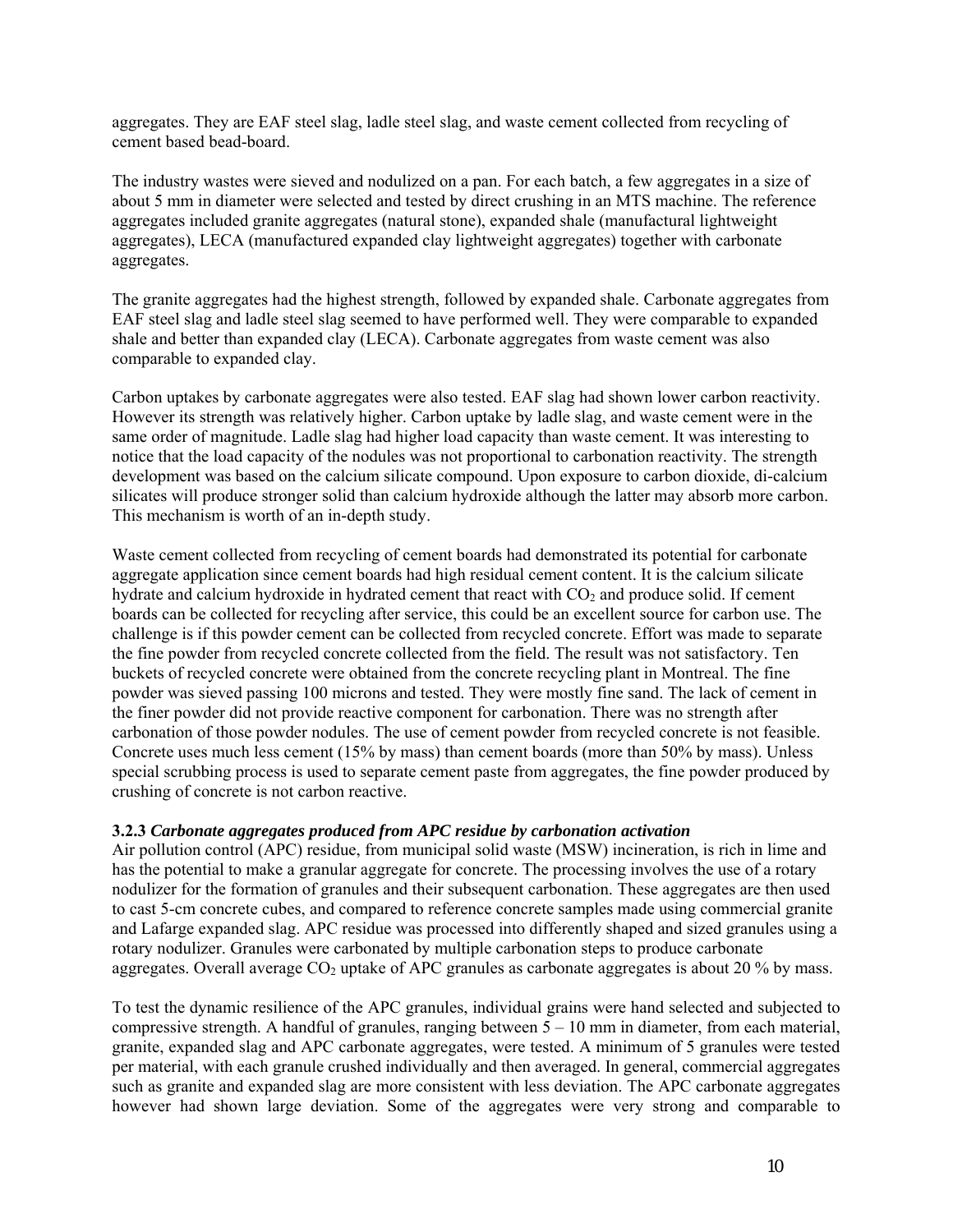aggregates. They are EAF steel slag, ladle steel slag, and waste cement collected from recycling of cement based bead-board.

The industry wastes were sieved and nodulized on a pan. For each batch, a few aggregates in a size of about 5 mm in diameter were selected and tested by direct crushing in an MTS machine. The reference aggregates included granite aggregates (natural stone), expanded shale (manufactural lightweight aggregates), LECA (manufactured expanded clay lightweight aggregates) together with carbonate aggregates.

The granite aggregates had the highest strength, followed by expanded shale. Carbonate aggregates from EAF steel slag and ladle steel slag seemed to have performed well. They were comparable to expanded shale and better than expanded clay (LECA). Carbonate aggregates from waste cement was also comparable to expanded clay.

Carbon uptakes by carbonate aggregates were also tested. EAF slag had shown lower carbon reactivity. However its strength was relatively higher. Carbon uptake by ladle slag, and waste cement were in the same order of magnitude. Ladle slag had higher load capacity than waste cement. It was interesting to notice that the load capacity of the nodules was not proportional to carbonation reactivity. The strength development was based on the calcium silicate compound. Upon exposure to carbon dioxide, di-calcium silicates will produce stronger solid than calcium hydroxide although the latter may absorb more carbon. This mechanism is worth of an in-depth study.

Waste cement collected from recycling of cement boards had demonstrated its potential for carbonate aggregate application since cement boards had high residual cement content. It is the calcium silicate hydrate and calcium hydroxide in hydrated cement that react with $CO_2$ and produce solid. If cement boards can be collected for recycling after service, this could be an excellent source for carbon use. The challenge is if this powder cement can be collected from recycled concrete. Effort was made to separate the fine powder from recycled concrete collected from the field. The result was not satisfactory. Ten buckets of recycled concrete were obtained from the concrete recycling plant in Montreal. The fine powder was sieved passing 100 microns and tested. They were mostly fine sand. The lack of cement in the finer powder did not provide reactive component for carbonation. There was no strength after carbonation of those powder nodules. The use of cement powder from recycled concrete is not feasible. Concrete uses much less cement (15% by mass) than cement boards (more than 50% by mass). Unless special scrubbing process is used to separate cement paste from aggregates, the fine powder produced by crushing of concrete is not carbon reactive.

### 3.2.3 *Carbonate aggregates produced from APC residue by carbonation activation*

Air pollution control (APC) residue, from municipal solid waste (MSW) incineration, is rich in lime and has the potential to make a granular aggregate for concrete. The processing involves the use of a rotary nodulizer for the formation of granules and their subsequent carbonation. These aggregates are then used to cast 5-cm concrete cubes, and compared to reference concrete samples made using commercial granite and Lafarge expanded slag. APC residue was processed into differently shaped and sized granules using a rotary nodulizer. Granules were carbonated by multiple carbonation steps to produce carbonate aggregates. Overall average $CO_2$ uptake of APC granules as carbonate aggregates is about 20 % by mass.

To test the dynamic resilience of the APC granules, individual grains were hand selected and subjected to compressive strength. A handful of granules, ranging between 5 – 10 mm in diameter, from each material, granite, expanded slag and APC carbonate aggregates, were tested. A minimum of 5 granules were tested per material, with each granule crushed individually and then averaged. In general, commercial aggregates such as granite and expanded slag are more consistent with less deviation. The APC carbonate aggregates however had shown large deviation. Some of the aggregates were very strong and comparable to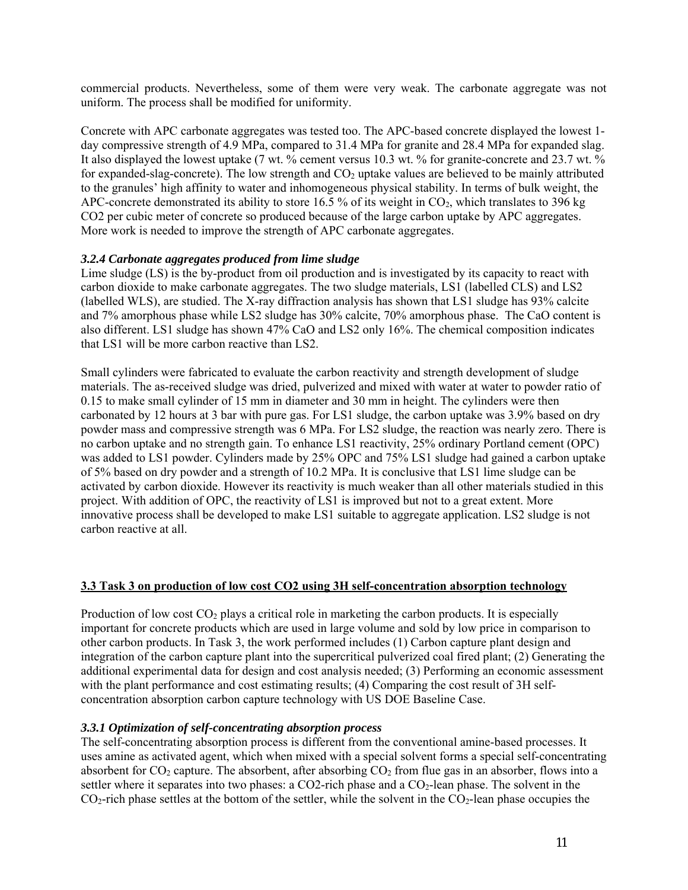commercial products. Nevertheless, some of them were very weak. The carbonate aggregate was not uniform. The process shall be modified for uniformity.

Concrete with APC carbonate aggregates was tested too. The APC-based concrete displayed the lowest 1-day compressive strength of 4.9 MPa, compared to 31.4 MPa for granite and 28.4 MPa for expanded slag. It also displayed the lowest uptake (7 wt. % cement versus 10.3 wt. % for granite-concrete and 23.7 wt. % for expanded-slag-concrete). The low strength and $CO_2$ uptake values are believed to be mainly attributed to the granules' high affinity to water and inhomogeneous physical stability. In terms of bulk weight, the APC-concrete demonstrated its ability to store 16.5 % of its weight in $CO_2$, which translates to 396 kg CO2 per cubic meter of concrete so produced because of the large carbon uptake by APC aggregates. More work is needed to improve the strength of APC carbonate aggregates.

#### *3.2.4 Carbonate aggregates produced from lime sludge*

Lime sludge (LS) is the by-product from oil production and is investigated by its capacity to react with carbon dioxide to make carbonate aggregates. The two sludge materials, LS1 (labelled CLS) and LS2 (labelled WLS), are studied. The X-ray diffraction analysis has shown that LS1 sludge has 93% calcite and 7% amorphous phase while LS2 sludge has 30% calcite, 70% amorphous phase. The CaO content is also different. LS1 sludge has shown 47% CaO and LS2 only 16%. The chemical composition indicates that LS1 will be more carbon reactive than LS2.

Small cylinders were fabricated to evaluate the carbon reactivity and strength development of sludge materials. The as-received sludge was dried, pulverized and mixed with water at water to powder ratio of 0.15 to make small cylinder of 15 mm in diameter and 30 mm in height. The cylinders were then carbonated by 12 hours at 3 bar with pure gas. For LS1 sludge, the carbon uptake was 3.9% based on dry powder mass and compressive strength was 6 MPa. For LS2 sludge, the reaction was nearly zero. There is no carbon uptake and no strength gain. To enhance LS1 reactivity, 25% ordinary Portland cement (OPC) was added to LS1 powder. Cylinders made by 25% OPC and 75% LS1 sludge had gained a carbon uptake of 5% based on dry powder and a strength of 10.2 MPa. It is conclusive that LS1 lime sludge can be activated by carbon dioxide. However its reactivity is much weaker than all other materials studied in this project. With addition of OPC, the reactivity of LS1 is improved but not to a great extent. More innovative process shall be developed to make LS1 suitable to aggregate application. LS2 sludge is not carbon reactive at all.

### 3.3 Task 3 on production of low cost CO2 using 3H self-concentration absorption technology

Production of low cost $CO_2$ plays a critical role in marketing the carbon products. It is especially important for concrete products which are used in large volume and sold by low price in comparison to other carbon products. In Task 3, the work performed includes (1) Carbon capture plant design and integration of the carbon capture plant into the supercritical pulverized coal fired plant; (2) Generating the additional experimental data for design and cost analysis needed; (3) Performing an economic assessment with the plant performance and cost estimating results; (4) Comparing the cost result of 3H self-concentration absorption carbon capture technology with US DOE Baseline Case.

#### *3.3.1 Optimization of self-concentrating absorption process*

The self-concentrating absorption process is different from the conventional amine-based processes. It uses amine as activated agent, which when mixed with a special solvent forms a special self-concentrating absorbent for $CO_2$ capture. The absorbent, after absorbing $CO_2$ from flue gas in an absorber, flows into a settler where it separates into two phases: a CO2-rich phase and a $CO_2$-lean phase. The solvent in the $CO_2$-rich phase settles at the bottom of the settler, while the solvent in the $CO_2$-lean phase occupies the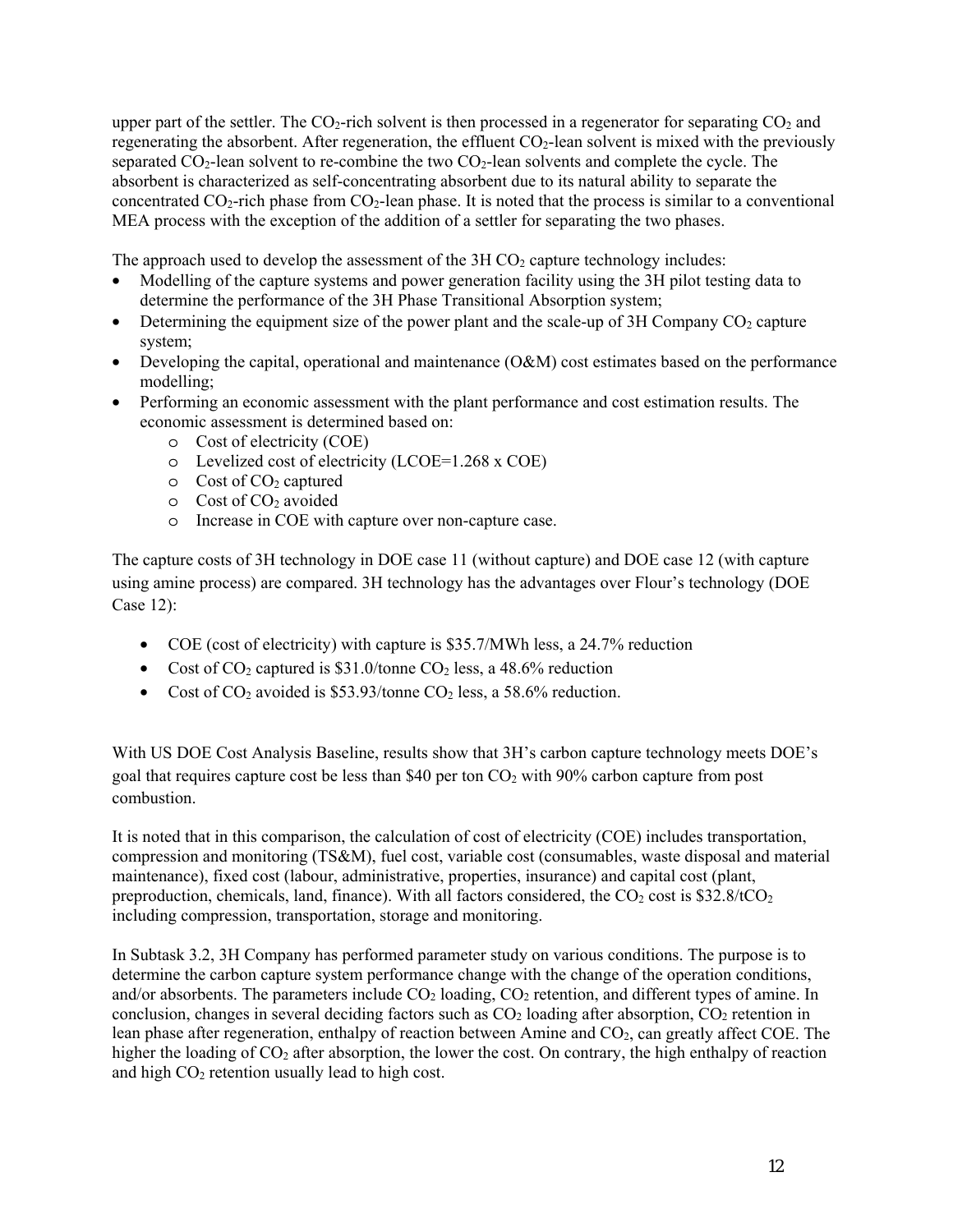upper part of the settler. The $CO_2$-rich solvent is then processed in a regenerator for separating $CO_2$ and regenerating the absorbent. After regeneration, the effluent $CO_2$-lean solvent is mixed with the previously separated $CO_2$-lean solvent to re-combine the two $CO_2$-lean solvents and complete the cycle. The absorbent is characterized as self-concentrating absorbent due to its natural ability to separate the concentrated $CO_2$-rich phase from $CO_2$-lean phase. It is noted that the process is similar to a conventional MEA process with the exception of the addition of a settler for separating the two phases.

The approach used to develop the assessment of the 3H $CO_2$ capture technology includes:

- Modelling of the capture systems and power generation facility using the 3H pilot testing data to determine the performance of the 3H Phase Transitional Absorption system;
- Determining the equipment size of the power plant and the scale-up of 3H Company $CO_2$ capture system;
- Developing the capital, operational and maintenance (O&M) cost estimates based on the performance modelling;
- Performing an economic assessment with the plant performance and cost estimation results. The economic assessment is determined based on:
    - Cost of electricity (COE)
    - Levelized cost of electricity (LCOE=1.268 x COE)
    - Cost of $CO_2$ captured
    - Cost of $CO_2$ avoided
    - Increase in COE with capture over non-capture case.

The capture costs of 3H technology in DOE case 11 (without capture) and DOE case 12 (with capture using amine process) are compared. 3H technology has the advantages over Flour's technology (DOE Case 12):

- COE (cost of electricity) with capture is \$35.7/MWh less, a 24.7% reduction
- Cost of $CO_2$ captured is \$31.0/tonne $CO_2$ less, a 48.6% reduction
- Cost of $CO_2$ avoided is \$53.93/tonne $CO_2$ less, a 58.6% reduction.

With US DOE Cost Analysis Baseline, results show that 3H's carbon capture technology meets DOE's goal that requires capture cost be less than \$40 per ton $CO_2$ with 90% carbon capture from post combustion.

It is noted that in this comparison, the calculation of cost of electricity (COE) includes transportation, compression and monitoring (TS&M), fuel cost, variable cost (consumables, waste disposal and material maintenance), fixed cost (labour, administrative, properties, insurance) and capital cost (plant, preproduction, chemicals, land, finance). With all factors considered, the $CO_2$ cost is \$32.8/t$CO_2$ including compression, transportation, storage and monitoring.

In Subtask 3.2, 3H Company has performed parameter study on various conditions. The purpose is to determine the carbon capture system performance change with the change of the operation conditions, and/or absorbents. The parameters include $CO_2$ loading, $CO_2$ retention, and different types of amine. In conclusion, changes in several deciding factors such as $CO_2$ loading after absorption, $CO_2$ retention in lean phase after regeneration, enthalpy of reaction between Amine and $CO_2$, can greatly affect COE. The higher the loading of $CO_2$ after absorption, the lower the cost. On contrary, the high enthalpy of reaction and high $CO_2$ retention usually lead to high cost.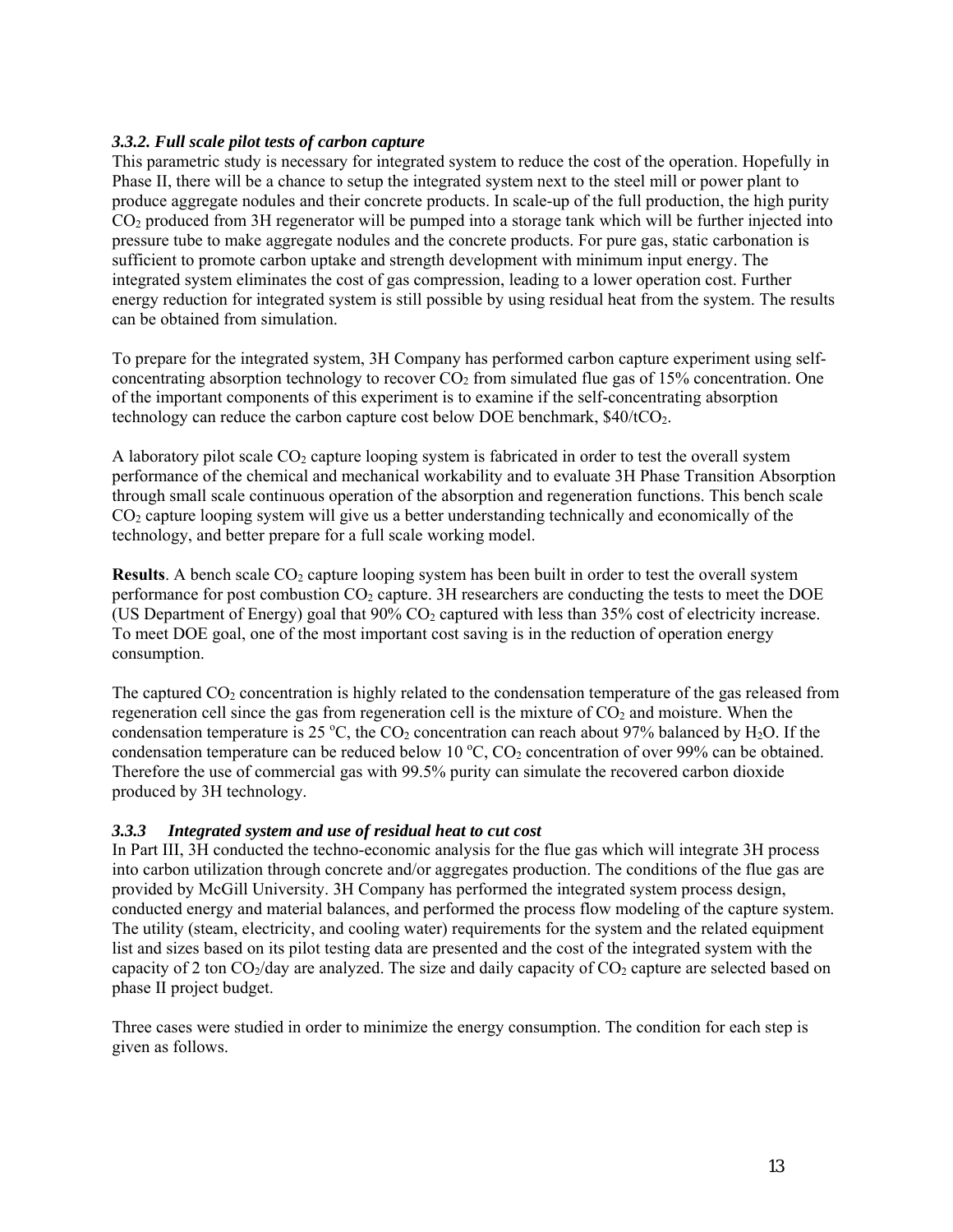### *3.3.2. Full scale pilot tests of carbon capture*

This parametric study is necessary for integrated system to reduce the cost of the operation. Hopefully in Phase II, there will be a chance to setup the integrated system next to the steel mill or power plant to produce aggregate nodules and their concrete products. In scale-up of the full production, the high purity $CO_2$ produced from 3H regenerator will be pumped into a storage tank which will be further injected into pressure tube to make aggregate nodules and the concrete products. For pure gas, static carbonation is sufficient to promote carbon uptake and strength development with minimum input energy. The integrated system eliminates the cost of gas compression, leading to a lower operation cost. Further energy reduction for integrated system is still possible by using residual heat from the system. The results can be obtained from simulation.

To prepare for the integrated system, 3H Company has performed carbon capture experiment using self-concentrating absorption technology to recover $CO_2$ from simulated flue gas of 15% concentration. One of the important components of this experiment is to examine if the self-concentrating absorption technology can reduce the carbon capture cost below DOE benchmark, \$40/t$CO_2$.

A laboratory pilot scale $CO_2$ capture looping system is fabricated in order to test the overall system performance of the chemical and mechanical workability and to evaluate 3H Phase Transition Absorption through small scale continuous operation of the absorption and regeneration functions. This bench scale $CO_2$ capture looping system will give us a better understanding technically and economically of the technology, and better prepare for a full scale working model.

**Results**. A bench scale $CO_2$ capture looping system has been built in order to test the overall system performance for post combustion $CO_2$ capture. 3H researchers are conducting the tests to meet the DOE (US Department of Energy) goal that 90% $CO_2$ captured with less than 35% cost of electricity increase. To meet DOE goal, one of the most important cost saving is in the reduction of operation energy consumption.

The captured $CO_2$ concentration is highly related to the condensation temperature of the gas released from regeneration cell since the gas from regeneration cell is the mixture of $CO_2$ and moisture. When the condensation temperature is 25 $^oC$, the $CO_2$ concentration can reach about 97% balanced by $H_2O$. If the condensation temperature can be reduced below 10 $^oC$, $CO_2$ concentration of over 99% can be obtained. Therefore the use of commercial gas with 99.5% purity can simulate the recovered carbon dioxide produced by 3H technology.

### *3.3.3 Integrated system and use of residual heat to cut cost*

In Part III, 3H conducted the techno-economic analysis for the flue gas which will integrate 3H process into carbon utilization through concrete and/or aggregates production. The conditions of the flue gas are provided by McGill University. 3H Company has performed the integrated system process design, conducted energy and material balances, and performed the process flow modeling of the capture system. The utility (steam, electricity, and cooling water) requirements for the system and the related equipment list and sizes based on its pilot testing data are presented and the cost of the integrated system with the capacity of 2 ton $CO_2$/day are analyzed. The size and daily capacity of $CO_2$ capture are selected based on phase II project budget.

Three cases were studied in order to minimize the energy consumption. The condition for each step is given as follows.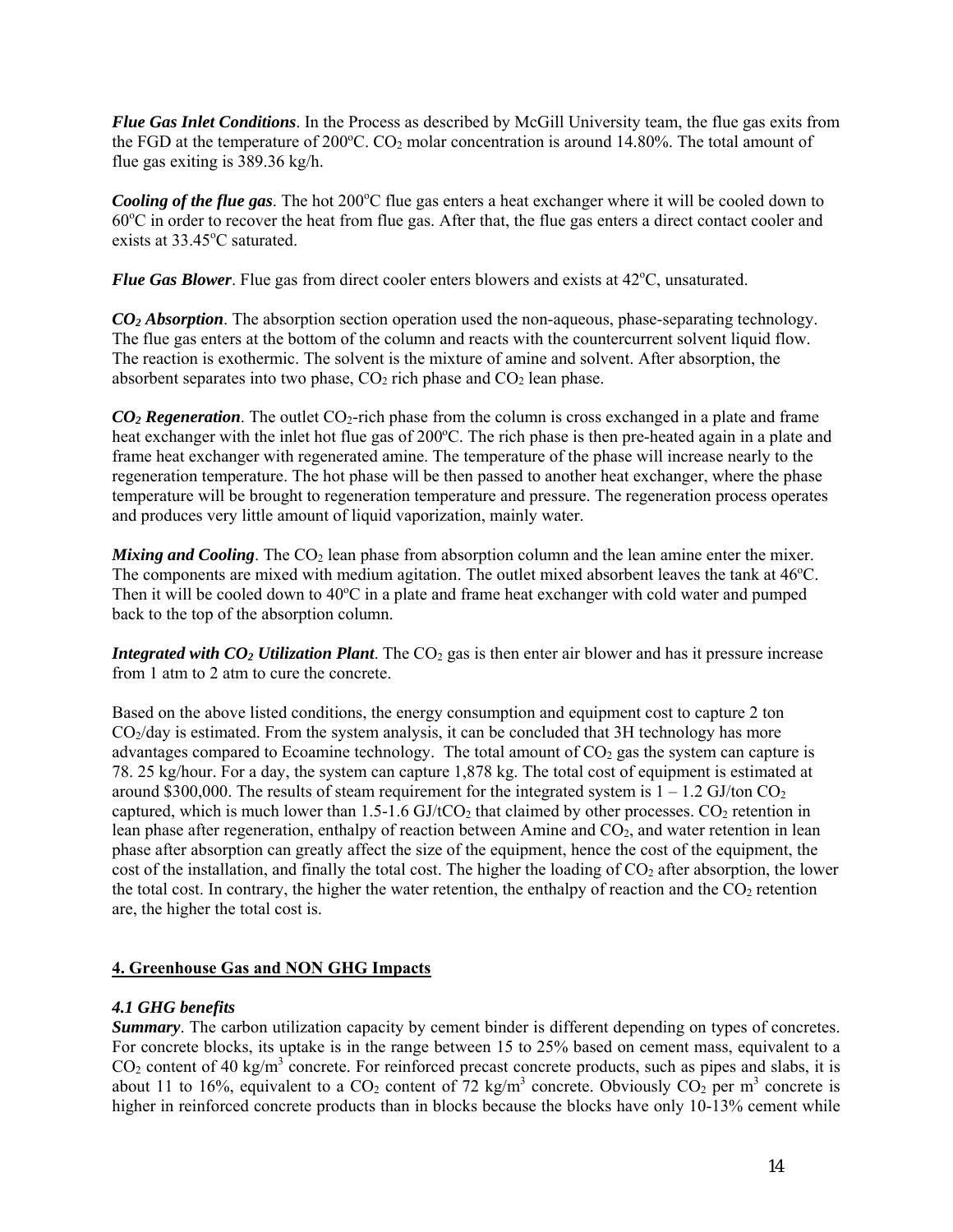***Flue Gas Inlet Conditions***. In the Process as described by McGill University team, the flue gas exits from the FGD at the temperature of 200ºC. $CO_2$ molar concentration is around 14.80%. The total amount of flue gas exiting is 389.36 kg/h.

***Cooling of the flue gas***. The hot 200ºC flue gas enters a heat exchanger where it will be cooled down to 60ºC in order to recover the heat from flue gas. After that, the flue gas enters a direct contact cooler and exists at 33.45ºC saturated.

***Flue Gas Blower***. Flue gas from direct cooler enters blowers and exists at 42ºC, unsaturated.

***$CO_2$ Absorption***. The absorption section operation used the non-aqueous, phase-separating technology. The flue gas enters at the bottom of the column and reacts with the countercurrent solvent liquid flow. The reaction is exothermic. The solvent is the mixture of amine and solvent. After absorption, the absorbent separates into two phase, $CO_2$ rich phase and $CO_2$ lean phase.

***$CO_2$ Regeneration***. The outlet $CO_2$-rich phase from the column is cross exchanged in a plate and frame heat exchanger with the inlet hot flue gas of 200ºC. The rich phase is then pre-heated again in a plate and frame heat exchanger with regenerated amine. The temperature of the phase will increase nearly to the regeneration temperature. The hot phase will be then passed to another heat exchanger, where the phase temperature will be brought to regeneration temperature and pressure. The regeneration process operates and produces very little amount of liquid vaporization, mainly water.

***Mixing and Cooling***. The $CO_2$ lean phase from absorption column and the lean amine enter the mixer. The components are mixed with medium agitation. The outlet mixed absorbent leaves the tank at 46ºC. Then it will be cooled down to 40ºC in a plate and frame heat exchanger with cold water and pumped back to the top of the absorption column.

***Integrated with $CO_2$ Utilization Plant***. The $CO_2$ gas is then enter air blower and has it pressure increase from 1 atm to 2 atm to cure the concrete.

Based on the above listed conditions, the energy consumption and equipment cost to capture 2 ton $CO_2$/day is estimated. From the system analysis, it can be concluded that 3H technology has more advantages compared to Ecoamine technology. The total amount of $CO_2$ gas the system can capture is 78. 25 kg/hour. For a day, the system can capture 1,878 kg. The total cost of equipment is estimated at around \$300,000. The results of steam requirement for the integrated system is 1 – 1.2 GJ/ton $CO_2$ captured, which is much lower than 1.5-1.6 GJ/t$CO_2$ that claimed by other processes. $CO_2$ retention in lean phase after regeneration, enthalpy of reaction between Amine and $CO_2$, and water retention in lean phase after absorption can greatly affect the size of the equipment, hence the cost of the equipment, the cost of the installation, and finally the total cost. The higher the loading of $CO_2$ after absorption, the lower the total cost. In contrary, the higher the water retention, the enthalpy of reaction and the $CO_2$ retention are, the higher the total cost is.

## 4. Greenhouse Gas and NON GHG Impacts

### *4.1 GHG benefits*

***Summary***. The carbon utilization capacity by cement binder is different depending on types of concretes. For concrete blocks, its uptake is in the range between 15 to 25% based on cement mass, equivalent to a $CO_2$ content of 40 kg/m$^3$ concrete. For reinforced precast concrete products, such as pipes and slabs, it is about 11 to 16%, equivalent to a $CO_2$ content of 72 kg/m$^3$ concrete. Obviously $CO_2$ per m$^3$ concrete is higher in reinforced concrete products than in blocks because the blocks have only 10-13% cement while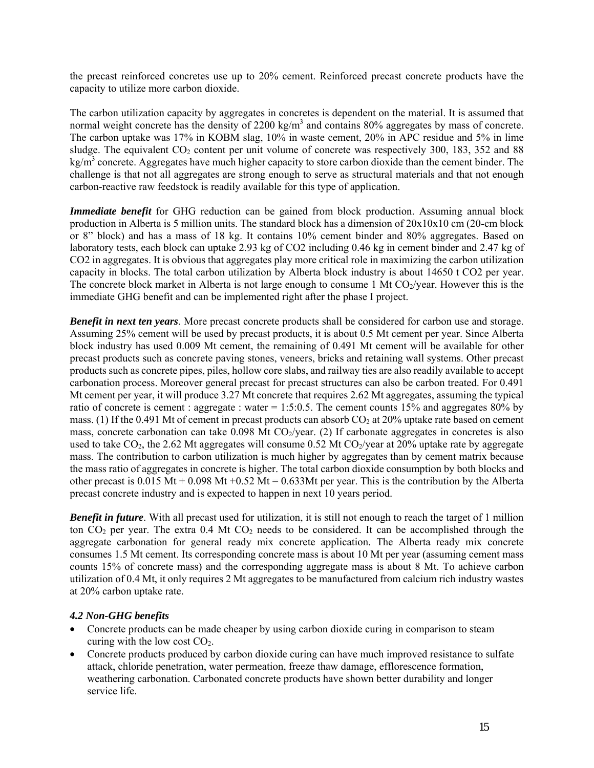the precast reinforced concretes use up to 20% cement. Reinforced precast concrete products have the capacity to utilize more carbon dioxide.

The carbon utilization capacity by aggregates in concretes is dependent on the material. It is assumed that normal weight concrete has the density of 2200 kg/m$^3$ and contains 80% aggregates by mass of concrete. The carbon uptake was 17% in KOBM slag, 10% in waste cement, 20% in APC residue and 5% in lime sludge. The equivalent $CO_2$ content per unit volume of concrete was respectively 300, 183, 352 and 88 kg/m$^3$ concrete. Aggregates have much higher capacity to store carbon dioxide than the cement binder. The challenge is that not all aggregates are strong enough to serve as structural materials and that not enough carbon-reactive raw feedstock is readily available for this type of application.

***Immediate benefit*** for GHG reduction can be gained from block production. Assuming annual block production in Alberta is 5 million units. The standard block has a dimension of 20x10x10 cm (20-cm block or 8" block) and has a mass of 18 kg. It contains 10% cement binder and 80% aggregates. Based on laboratory tests, each block can uptake 2.93 kg of CO2 including 0.46 kg in cement binder and 2.47 kg of CO2 in aggregates. It is obvious that aggregates play more critical role in maximizing the carbon utilization capacity in blocks. The total carbon utilization by Alberta block industry is about 14650 t CO2 per year. The concrete block market in Alberta is not large enough to consume 1 Mt $CO_2$/year. However this is the immediate GHG benefit and can be implemented right after the phase I project.

***Benefit in next ten years***. More precast concrete products shall be considered for carbon use and storage. Assuming 25% cement will be used by precast products, it is about 0.5 Mt cement per year. Since Alberta block industry has used 0.009 Mt cement, the remaining of 0.491 Mt cement will be available for other precast products such as concrete paving stones, veneers, bricks and retaining wall systems. Other precast products such as concrete pipes, piles, hollow core slabs, and railway ties are also readily available to accept carbonation process. Moreover general precast for precast structures can also be carbon treated. For 0.491 Mt cement per year, it will produce 3.27 Mt concrete that requires 2.62 Mt aggregates, assuming the typical ratio of concrete is cement : aggregate : water = 1:5:0.5. The cement counts 15% and aggregates 80% by mass. (1) If the 0.491 Mt of cement in precast products can absorb $CO_2$ at 20% uptake rate based on cement mass, concrete carbonation can take 0.098 Mt $CO_2$/year. (2) If carbonate aggregates in concretes is also used to take $CO_2$, the 2.62 Mt aggregates will consume 0.52 Mt $CO_2$/year at 20% uptake rate by aggregate mass. The contribution to carbon utilization is much higher by aggregates than by cement matrix because the mass ratio of aggregates in concrete is higher. The total carbon dioxide consumption by both blocks and other precast is 0.015 Mt + 0.098 Mt +0.52 Mt = 0.633Mt per year. This is the contribution by the Alberta precast concrete industry and is expected to happen in next 10 years period.

***Benefit in future***. With all precast used for utilization, it is still not enough to reach the target of 1 million ton $CO_2$ per year. The extra 0.4 Mt $CO_2$ needs to be considered. It can be accomplished through the aggregate carbonation for general ready mix concrete application. The Alberta ready mix concrete consumes 1.5 Mt cement. Its corresponding concrete mass is about 10 Mt per year (assuming cement mass counts 15% of concrete mass) and the corresponding aggregate mass is about 8 Mt. To achieve carbon utilization of 0.4 Mt, it only requires 2 Mt aggregates to be manufactured from calcium rich industry wastes at 20% carbon uptake rate.

### *4.2 Non-GHG benefits*

- Concrete products can be made cheaper by using carbon dioxide curing in comparison to steam curing with the low cost $CO_2$.
- Concrete products produced by carbon dioxide curing can have much improved resistance to sulfate attack, chloride penetration, water permeation, freeze thaw damage, efflorescence formation, weathering carbonation. Carbonated concrete products have shown better durability and longer service life.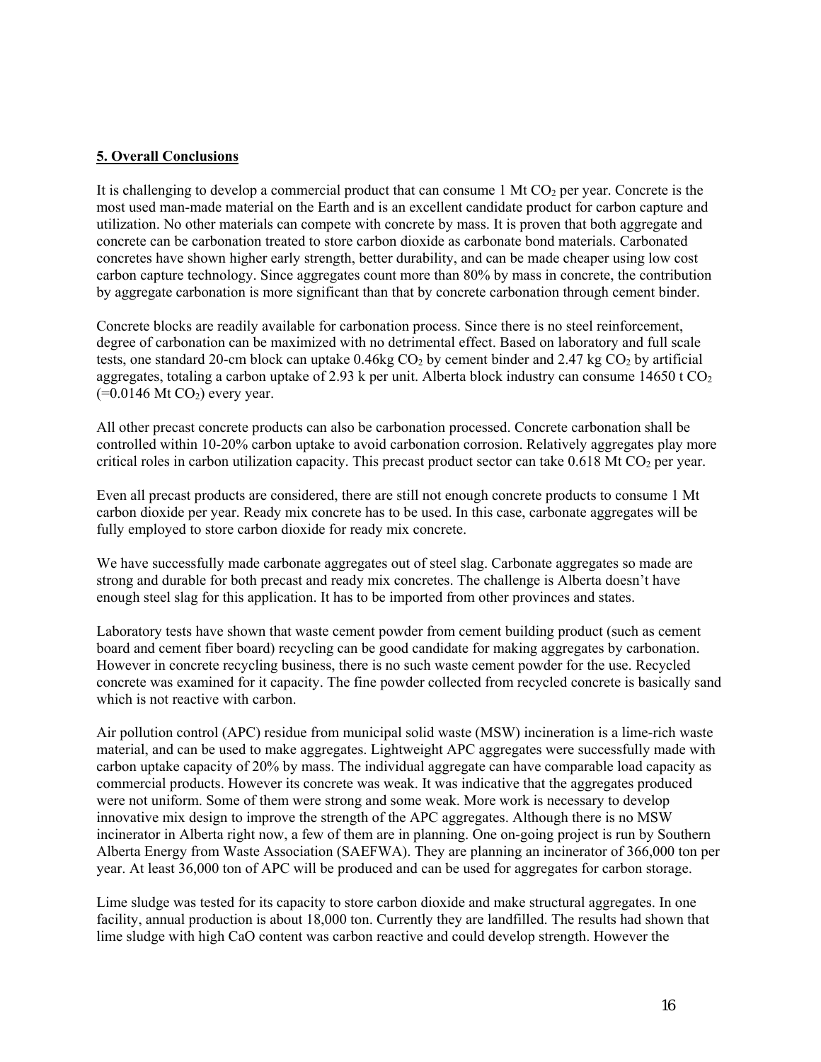**5. Overall Conclusions**

It is challenging to develop a commercial product that can consume 1 Mt $CO_2$ per year. Concrete is the most used man-made material on the Earth and is an excellent candidate product for carbon capture and utilization. No other materials can compete with concrete by mass. It is proven that both aggregate and concrete can be carbonation treated to store carbon dioxide as carbonate bond materials. Carbonated concretes have shown higher early strength, better durability, and can be made cheaper using low cost carbon capture technology. Since aggregates count more than 80% by mass in concrete, the contribution by aggregate carbonation is more significant than that by concrete carbonation through cement binder.

Concrete blocks are readily available for carbonation process. Since there is no steel reinforcement, degree of carbonation can be maximized with no detrimental effect. Based on laboratory and full scale tests, one standard 20-cm block can uptake 0.46kg $CO_2$ by cement binder and 2.47 kg $CO_2$ by artificial aggregates, totaling a carbon uptake of 2.93 k per unit. Alberta block industry can consume 14650 t $CO_2$ (=0.0146 Mt $CO_2$) every year.

All other precast concrete products can also be carbonation processed. Concrete carbonation shall be controlled within 10-20% carbon uptake to avoid carbonation corrosion. Relatively aggregates play more critical roles in carbon utilization capacity. This precast product sector can take 0.618 Mt $CO_2$ per year.

Even all precast products are considered, there are still not enough concrete products to consume 1 Mt carbon dioxide per year. Ready mix concrete has to be used. In this case, carbonate aggregates will be fully employed to store carbon dioxide for ready mix concrete.

We have successfully made carbonate aggregates out of steel slag. Carbonate aggregates so made are strong and durable for both precast and ready mix concretes. The challenge is Alberta doesn't have enough steel slag for this application. It has to be imported from other provinces and states.

Laboratory tests have shown that waste cement powder from cement building product (such as cement board and cement fiber board) recycling can be good candidate for making aggregates by carbonation. However in concrete recycling business, there is no such waste cement powder for the use. Recycled concrete was examined for it capacity. The fine powder collected from recycled concrete is basically sand which is not reactive with carbon.

Air pollution control (APC) residue from municipal solid waste (MSW) incineration is a lime-rich waste material, and can be used to make aggregates. Lightweight APC aggregates were successfully made with carbon uptake capacity of 20% by mass. The individual aggregate can have comparable load capacity as commercial products. However its concrete was weak. It was indicative that the aggregates produced were not uniform. Some of them were strong and some weak. More work is necessary to develop innovative mix design to improve the strength of the APC aggregates. Although there is no MSW incinerator in Alberta right now, a few of them are in planning. One on-going project is run by Southern Alberta Energy from Waste Association (SAEFWA). They are planning an incinerator of 366,000 ton per year. At least 36,000 ton of APC will be produced and can be used for aggregates for carbon storage.

Lime sludge was tested for its capacity to store carbon dioxide and make structural aggregates. In one facility, annual production is about 18,000 ton. Currently they are landfilled. The results had shown that lime sludge with high CaO content was carbon reactive and could develop strength. However the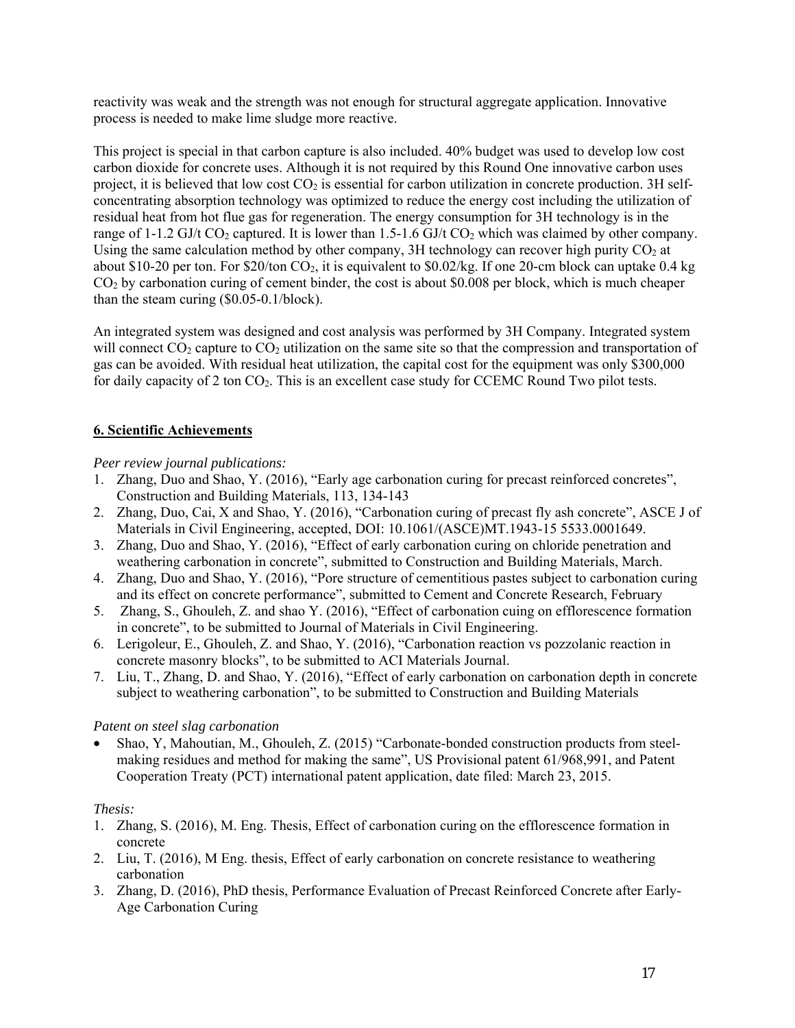reactivity was weak and the strength was not enough for structural aggregate application. Innovative process is needed to make lime sludge more reactive.

This project is special in that carbon capture is also included. 40% budget was used to develop low cost carbon dioxide for concrete uses. Although it is not required by this Round One innovative carbon uses project, it is believed that low cost $CO_2$ is essential for carbon utilization in concrete production. 3H self-concentrating absorption technology was optimized to reduce the energy cost including the utilization of residual heat from hot flue gas for regeneration. The energy consumption for 3H technology is in the range of 1-1.2 GJ/t $CO_2$ captured. It is lower than 1.5-1.6 GJ/t $CO_2$ which was claimed by other company. Using the same calculation method by other company, 3H technology can recover high purity $CO_2$ at about $10-20 per ton. For $20/ton $CO_2$, it is equivalent to $0.02/kg. If one 20-cm block can uptake 0.4 kg $CO_2$ by carbonation curing of cement binder, the cost is about $0.008 per block, which is much cheaper than the steam curing ($0.05-0.1/block).

An integrated system was designed and cost analysis was performed by 3H Company. Integrated system will connect $CO_2$ capture to $CO_2$ utilization on the same site so that the compression and transportation of gas can be avoided. With residual heat utilization, the capital cost for the equipment was only $300,000 for daily capacity of 2 ton $CO_2$. This is an excellent case study for CCEMC Round Two pilot tests.

## 6. Scientific Achievements

*Peer review journal publications:*

1. Zhang, Duo and Shao, Y. (2016), "Early age carbonation curing for precast reinforced concretes", Construction and Building Materials, 113, 134-143
2. Zhang, Duo, Cai, X and Shao, Y. (2016), "Carbonation curing of precast fly ash concrete", ASCE J of Materials in Civil Engineering, accepted, DOI: 10.1061/(ASCE)MT.1943-15 5533.0001649.
3. Zhang, Duo and Shao, Y. (2016), "Effect of early carbonation curing on chloride penetration and weathering carbonation in concrete", submitted to Construction and Building Materials, March.
4. Zhang, Duo and Shao, Y. (2016), "Pore structure of cementitious pastes subject to carbonation curing and its effect on concrete performance", submitted to Cement and Concrete Research, February
5. Zhang, S., Ghouleh, Z. and shao Y. (2016), "Effect of carbonation cuing on efflorescence formation in concrete", to be submitted to Journal of Materials in Civil Engineering.
6. Lerigoleur, E., Ghouleh, Z. and Shao, Y. (2016), "Carbonation reaction vs pozzolanic reaction in concrete masonry blocks", to be submitted to ACI Materials Journal.
7. Liu, T., Zhang, D. and Shao, Y. (2016), "Effect of early carbonation on carbonation depth in concrete subject to weathering carbonation", to be submitted to Construction and Building Materials

*Patent on steel slag carbonation*

- Shao, Y, Mahoutian, M., Ghouleh, Z. (2015) "Carbonate-bonded construction products from steel-making residues and method for making the same", US Provisional patent 61/968,991, and Patent Cooperation Treaty (PCT) international patent application, date filed: March 23, 2015.

*Thesis:*

1. Zhang, S. (2016), M. Eng. Thesis, Effect of carbonation curing on the efflorescence formation in concrete
2. Liu, T. (2016), M Eng. thesis, Effect of early carbonation on concrete resistance to weathering carbonation
3. Zhang, D. (2016), PhD thesis, Performance Evaluation of Precast Reinforced Concrete after Early-Age Carbonation Curing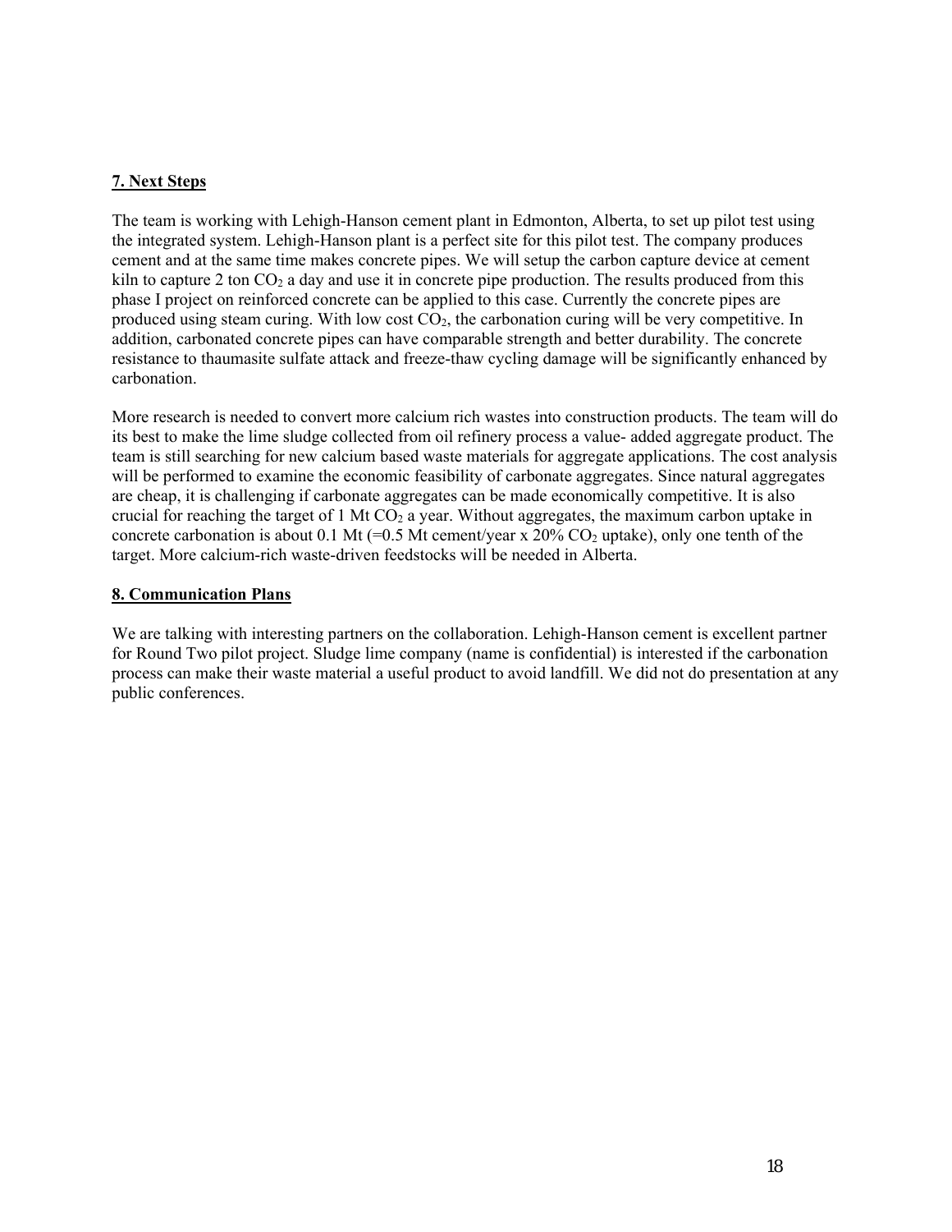## 7. Next Steps

The team is working with Lehigh-Hanson cement plant in Edmonton, Alberta, to set up pilot test using the integrated system. Lehigh-Hanson plant is a perfect site for this pilot test. The company produces cement and at the same time makes concrete pipes. We will setup the carbon capture device at cement kiln to capture 2 ton $CO_2$ a day and use it in concrete pipe production. The results produced from this phase I project on reinforced concrete can be applied to this case. Currently the concrete pipes are produced using steam curing. With low cost $CO_2$, the carbonation curing will be very competitive. In addition, carbonated concrete pipes can have comparable strength and better durability. The concrete resistance to thaumasite sulfate attack and freeze-thaw cycling damage will be significantly enhanced by carbonation.

More research is needed to convert more calcium rich wastes into construction products. The team will do its best to make the lime sludge collected from oil refinery process a value- added aggregate product. The team is still searching for new calcium based waste materials for aggregate applications. The cost analysis will be performed to examine the economic feasibility of carbonate aggregates. Since natural aggregates are cheap, it is challenging if carbonate aggregates can be made economically competitive. It is also crucial for reaching the target of 1 Mt $CO_2$ a year. Without aggregates, the maximum carbon uptake in concrete carbonation is about 0.1 Mt (=0.5 Mt cement/year x 20% $CO_2$ uptake), only one tenth of the target. More calcium-rich waste-driven feedstocks will be needed in Alberta.

## 8. Communication Plans

We are talking with interesting partners on the collaboration. Lehigh-Hanson cement is excellent partner for Round Two pilot project. Sludge lime company (name is confidential) is interested if the carbonation process can make their waste material a useful product to avoid landfill. We did not do presentation at any public conferences.